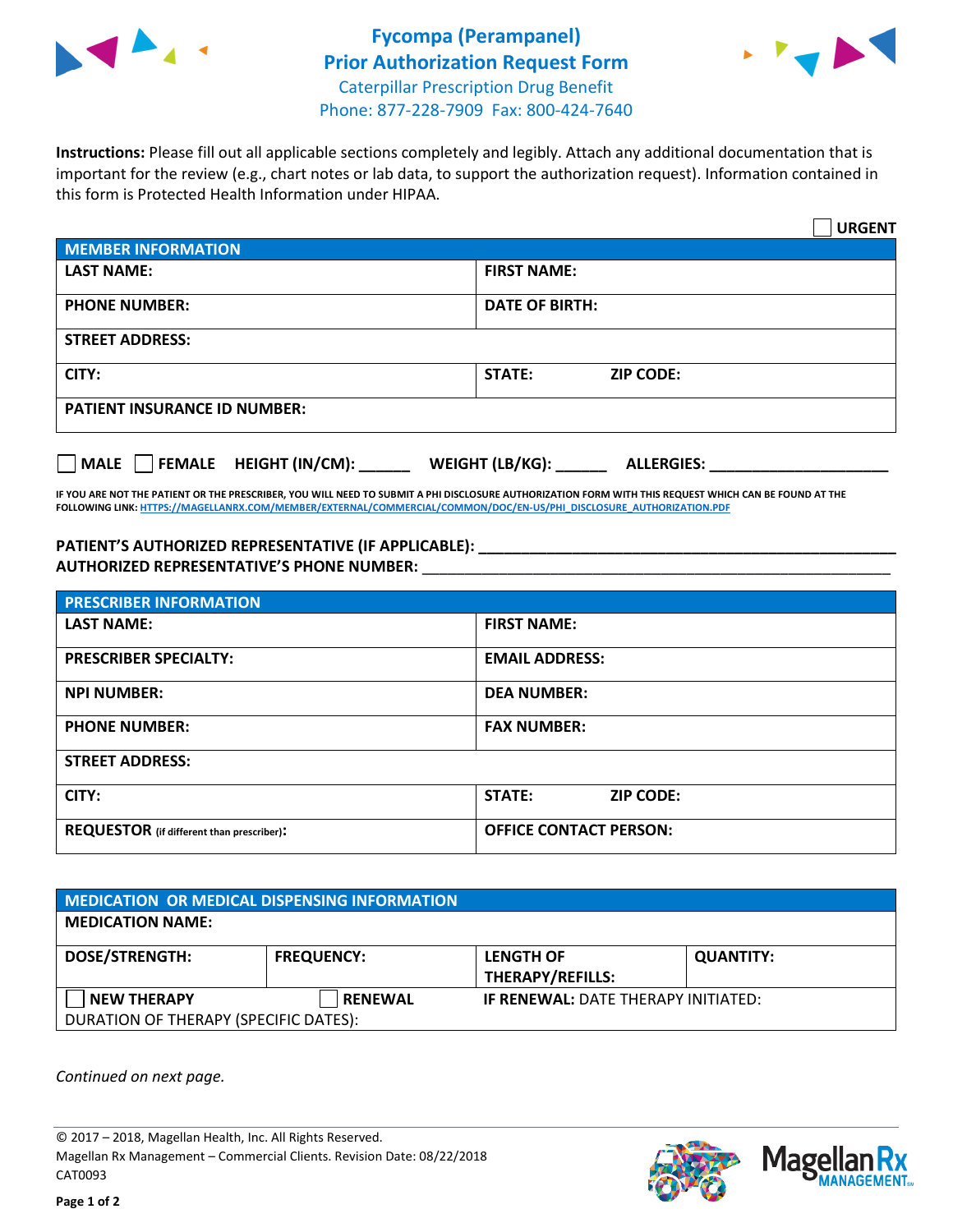# Fycompa (Perampanel) Prior Authorization Request Form

Caterpillar Prescription Drug Benefit
Phone: 877-228-7909 Fax: 800-424-7640

**Instructions:** Please fill out all applicable sections completely and legibly. Attach any additional documentation that is important for the review (e.g., chart notes or lab data, to support the authorization request). Information contained in this form is Protected Health Information under HIPAA.

☐ **URGENT**

| **MEMBER INFORMATION** | |
|---|---|
| **LAST NAME:** | **FIRST NAME:** |
| **PHONE NUMBER:** | **DATE OF BIRTH:** |
| **STREET ADDRESS:** | |
| **CITY:** | **STATE:** **ZIP CODE:** |
| **PATIENT INSURANCE ID NUMBER:** | |

☐ **MALE** ☐ **FEMALE** **HEIGHT (IN/CM):** ______ **WEIGHT (LB/KG):** ______ **ALLERGIES:** ____________________

**IF YOU ARE NOT THE PATIENT OR THE PRESCRIBER, YOU WILL NEED TO SUBMIT A PHI DISCLOSURE AUTHORIZATION FORM WITH THIS REQUEST WHICH CAN BE FOUND AT THE FOLLOWING LINK: HTTPS://MAGELLANRX.COM/MEMBER/EXTERNAL/COMMERCIAL/COMMON/DOC/EN-US/PHI_DISCLOSURE_AUTHORIZATION.PDF**

**PATIENT'S AUTHORIZED REPRESENTATIVE (IF APPLICABLE):** ____________________________________________
**AUTHORIZED REPRESENTATIVE'S PHONE NUMBER:** ____________________________________________

| **PRESCRIBER INFORMATION** | |
|---|---|
| **LAST NAME:** | **FIRST NAME:** |
| **PRESCRIBER SPECIALTY:** | **EMAIL ADDRESS:** |
| **NPI NUMBER:** | **DEA NUMBER:** |
| **PHONE NUMBER:** | **FAX NUMBER:** |
| **STREET ADDRESS:** | |
| **CITY:** | **STATE:** **ZIP CODE:** |
| **REQUESTOR** (if different than prescriber)**:** | **OFFICE CONTACT PERSON:** |

| **MEDICATION OR MEDICAL DISPENSING INFORMATION** | | | |
|---|---|---|---|
| **MEDICATION NAME:** | | | |
| **DOSE/STRENGTH:** | **FREQUENCY:** | **LENGTH OF THERAPY/REFILLS:** | **QUANTITY:** |
| ☐ **NEW THERAPY** | ☐ **RENEWAL** | **IF RENEWAL:** DATE THERAPY INITIATED: | |
| DURATION OF THERAPY (SPECIFIC DATES): | | | |

*Continued on next page.*

© 2017 – 2018, Magellan Health, Inc. All Rights Reserved.
Magellan Rx Management – Commercial Clients. Revision Date: 08/22/2018
CAT0093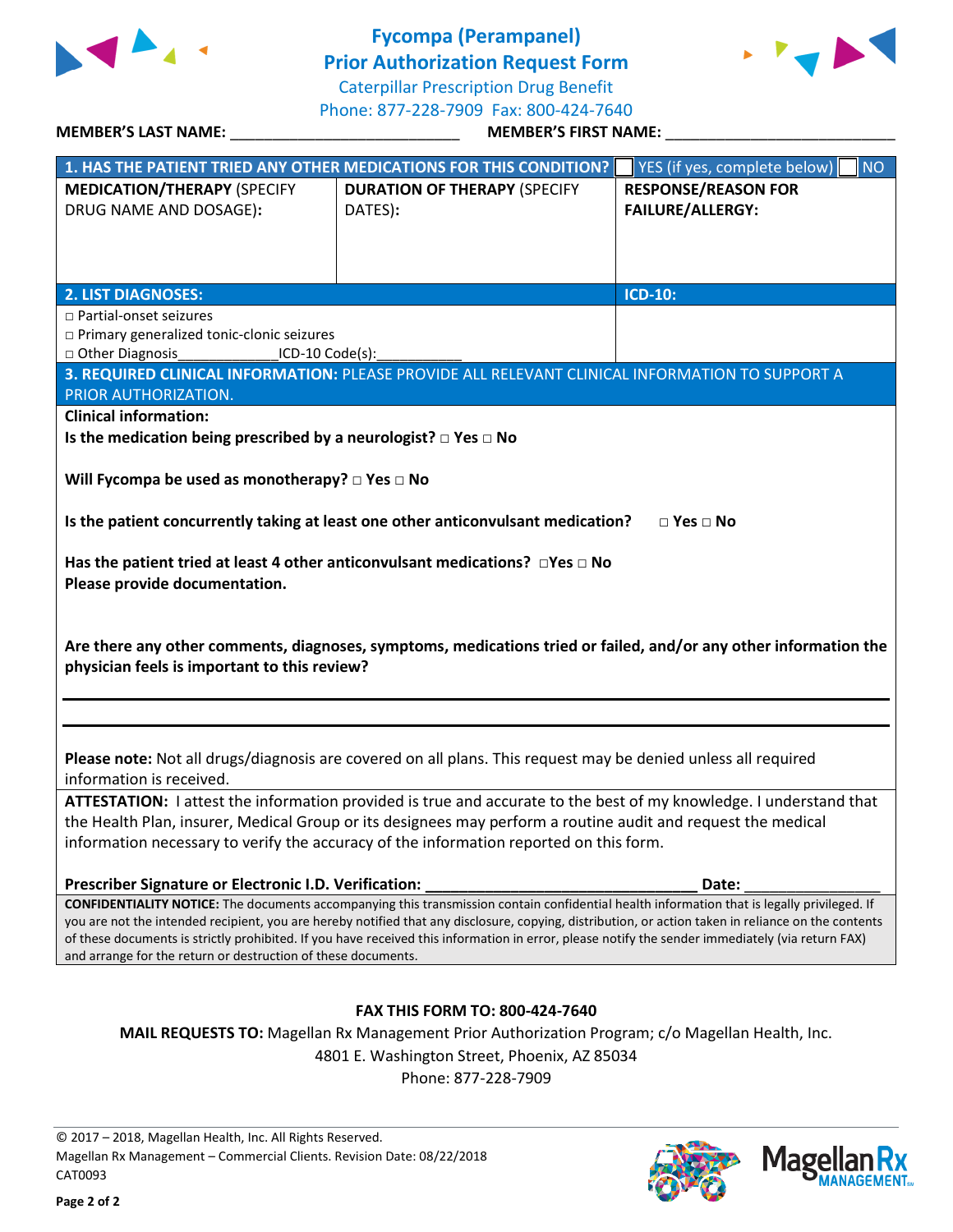# Fycompa (Perampanel)
## Prior Authorization Request Form

Caterpillar Prescription Drug Benefit
Phone: 877-228-7909 Fax: 800-424-7640

**MEMBER'S LAST NAME:** ___________________________ **MEMBER'S FIRST NAME:** ___________________________

| 1. HAS THE PATIENT TRIED ANY OTHER MEDICATIONS FOR THIS CONDITION? | ☐ YES (if yes, complete below) | ☐ NO |
|---|---|---|
| **MEDICATION/THERAPY** (SPECIFY DRUG NAME AND DOSAGE): | **DURATION OF THERAPY** (SPECIFY DATES): | **RESPONSE/REASON FOR FAILURE/ALLERGY:** |
| | | |

| 2. LIST DIAGNOSES: | ICD-10: |
|---|---|
| □ Partial-onset seizures<br>□ Primary generalized tonic-clonic seizures<br>□ Other Diagnosis____________ICD-10 Code(s):___________ | |

**3. REQUIRED CLINICAL INFORMATION:** PLEASE PROVIDE ALL RELEVANT CLINICAL INFORMATION TO SUPPORT A PRIOR AUTHORIZATION.

**Clinical information:**

**Is the medication being prescribed by a neurologist? □ Yes □ No**

**Will Fycompa be used as monotherapy? □ Yes □ No**

**Is the patient concurrently taking at least one other anticonvulsant medication? □ Yes □ No**

**Has the patient tried at least 4 other anticonvulsant medications? □Yes □ No**
**Please provide documentation.**

**Are there any other comments, diagnoses, symptoms, medications tried or failed, and/or any other information the physician feels is important to this review?**

_______________________________________________________________________________

_______________________________________________________________________________

**Please note:** Not all drugs/diagnosis are covered on all plans. This request may be denied unless all required information is received.

**ATTESTATION:** I attest the information provided is true and accurate to the best of my knowledge. I understand that the Health Plan, insurer, Medical Group or its designees may perform a routine audit and request the medical information necessary to verify the accuracy of the information reported on this form.

**Prescriber Signature or Electronic I.D. Verification:** ________________________________ **Date:** ________________

**CONFIDENTIALITY NOTICE:** The documents accompanying this transmission contain confidential health information that is legally privileged. If you are not the intended recipient, you are hereby notified that any disclosure, copying, distribution, or action taken in reliance on the contents of these documents is strictly prohibited. If you have received this information in error, please notify the sender immediately (via return FAX) and arrange for the return or destruction of these documents.

**FAX THIS FORM TO: 800-424-7640**

**MAIL REQUESTS TO:** Magellan Rx Management Prior Authorization Program; c/o Magellan Health, Inc.
4801 E. Washington Street, Phoenix, AZ 85034
Phone: 877-228-7909

© 2017 – 2018, Magellan Health, Inc. All Rights Reserved.
Magellan Rx Management – Commercial Clients. Revision Date: 08/22/2018
CAT0093